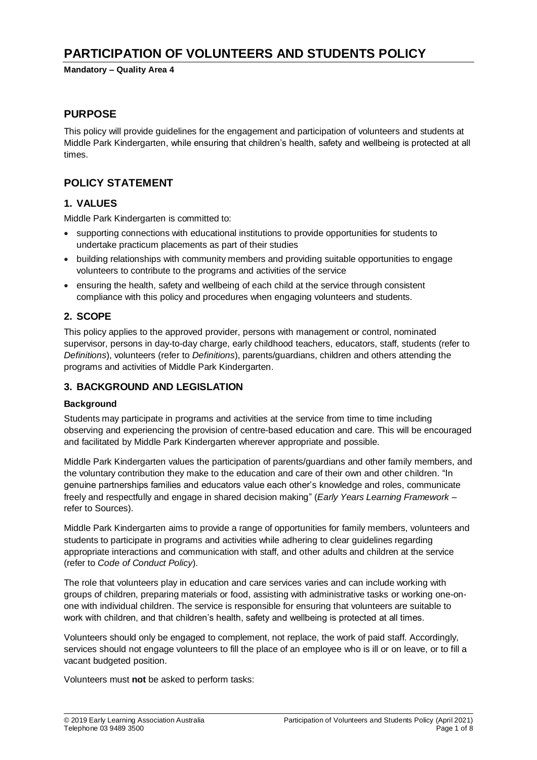# PARTICIPATION OF VOLUNTEERS AND STUDENTS POLICY

**Mandatory – Quality Area 4**

## PURPOSE

This policy will provide guidelines for the engagement and participation of volunteers and students at Middle Park Kindergarten, while ensuring that children's health, safety and wellbeing is protected at all times.

## POLICY STATEMENT

### 1. VALUES

Middle Park Kindergarten is committed to:

- supporting connections with educational institutions to provide opportunities for students to undertake practicum placements as part of their studies
- building relationships with community members and providing suitable opportunities to engage volunteers to contribute to the programs and activities of the service
- ensuring the health, safety and wellbeing of each child at the service through consistent compliance with this policy and procedures when engaging volunteers and students.

### 2. SCOPE

This policy applies to the approved provider, persons with management or control, nominated supervisor, persons in day-to-day charge, early childhood teachers, educators, staff, students (refer to *Definitions*), volunteers (refer to *Definitions*), parents/guardians, children and others attending the programs and activities of Middle Park Kindergarten.

### 3. BACKGROUND AND LEGISLATION

**Background**

Students may participate in programs and activities at the service from time to time including observing and experiencing the provision of centre-based education and care. This will be encouraged and facilitated by Middle Park Kindergarten wherever appropriate and possible.

Middle Park Kindergarten values the participation of parents/guardians and other family members, and the voluntary contribution they make to the education and care of their own and other children. "In genuine partnerships families and educators value each other's knowledge and roles, communicate freely and respectfully and engage in shared decision making" (*Early Years Learning Framework* – refer to Sources).

Middle Park Kindergarten aims to provide a range of opportunities for family members, volunteers and students to participate in programs and activities while adhering to clear guidelines regarding appropriate interactions and communication with staff, and other adults and children at the service (refer to *Code of Conduct Policy*).

The role that volunteers play in education and care services varies and can include working with groups of children, preparing materials or food, assisting with administrative tasks or working one-on-one with individual children. The service is responsible for ensuring that volunteers are suitable to work with children, and that children's health, safety and wellbeing is protected at all times.

Volunteers should only be engaged to complement, not replace, the work of paid staff. Accordingly, services should not engage volunteers to fill the place of an employee who is ill or on leave, or to fill a vacant budgeted position.

Volunteers must **not** be asked to perform tasks: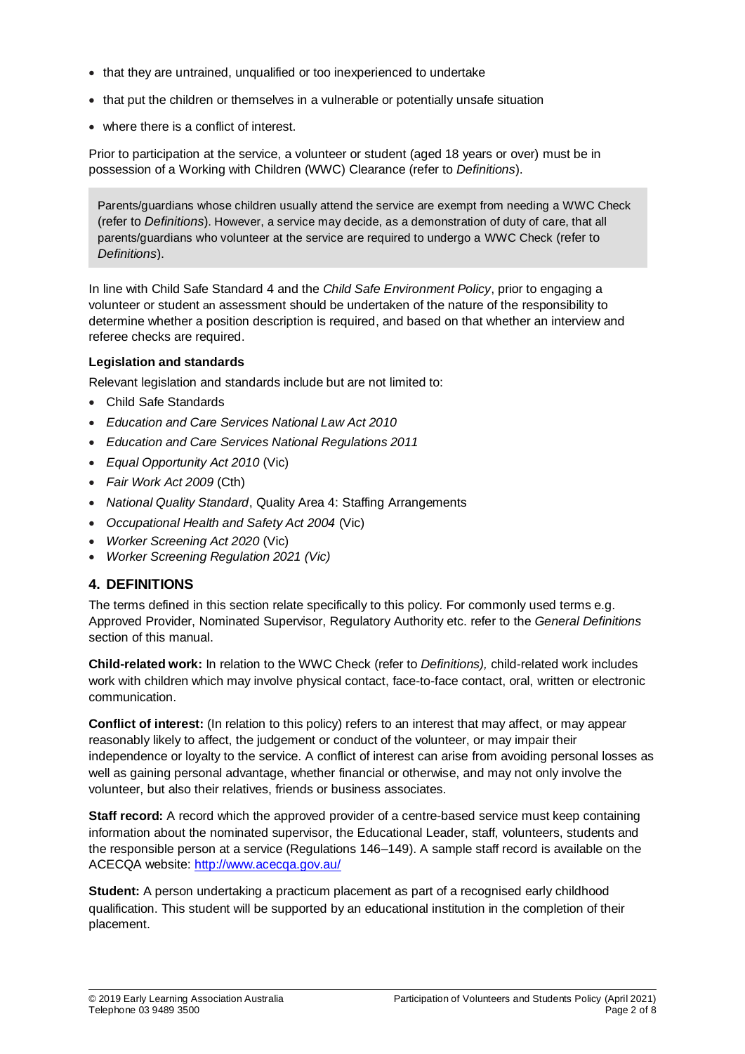- that they are untrained, unqualified or too inexperienced to undertake
- that put the children or themselves in a vulnerable or potentially unsafe situation
- where there is a conflict of interest.

Prior to participation at the service, a volunteer or student (aged 18 years or over) must be in possession of a Working with Children (WWC) Clearance (refer to *Definitions*).

> Parents/guardians whose children usually attend the service are exempt from needing a WWC Check (refer to *Definitions*). However, a service may decide, as a demonstration of duty of care, that all parents/guardians who volunteer at the service are required to undergo a WWC Check (refer to *Definitions*).

In line with Child Safe Standard 4 and the *Child Safe Environment Policy*, prior to engaging a volunteer or student an assessment should be undertaken of the nature of the responsibility to determine whether a position description is required, and based on that whether an interview and referee checks are required.

**Legislation and standards**

Relevant legislation and standards include but are not limited to:

- Child Safe Standards
- *Education and Care Services National Law Act 2010*
- *Education and Care Services National Regulations 2011*
- *Equal Opportunity Act 2010* (Vic)
- *Fair Work Act 2009* (Cth)
- *National Quality Standard*, Quality Area 4: Staffing Arrangements
- *Occupational Health and Safety Act 2004* (Vic)
- *Worker Screening Act 2020* (Vic)
- *Worker Screening Regulation 2021 (Vic)*

## 4. DEFINITIONS

The terms defined in this section relate specifically to this policy. For commonly used terms e.g. Approved Provider, Nominated Supervisor, Regulatory Authority etc. refer to the *General Definitions* section of this manual.

**Child-related work:** In relation to the WWC Check (refer to *Definitions),* child-related work includes work with children which may involve physical contact, face-to-face contact, oral, written or electronic communication.

**Conflict of interest:** (In relation to this policy) refers to an interest that may affect, or may appear reasonably likely to affect, the judgement or conduct of the volunteer, or may impair their independence or loyalty to the service. A conflict of interest can arise from avoiding personal losses as well as gaining personal advantage, whether financial or otherwise, and may not only involve the volunteer, but also their relatives, friends or business associates.

**Staff record:** A record which the approved provider of a centre-based service must keep containing information about the nominated supervisor, the Educational Leader, staff, volunteers, students and the responsible person at a service (Regulations 146–149). A sample staff record is available on the ACECQA website: http://www.acecqa.gov.au/

**Student:** A person undertaking a practicum placement as part of a recognised early childhood qualification. This student will be supported by an educational institution in the completion of their placement.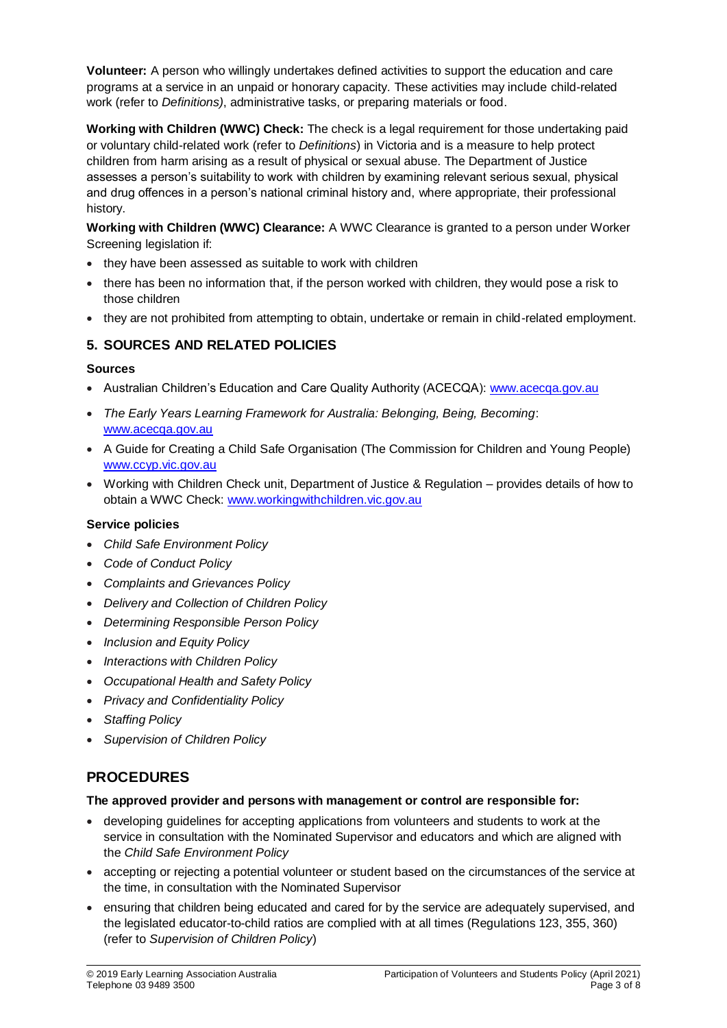**Volunteer:** A person who willingly undertakes defined activities to support the education and care programs at a service in an unpaid or honorary capacity. These activities may include child-related work (refer to *Definitions)*, administrative tasks, or preparing materials or food.

**Working with Children (WWC) Check:** The check is a legal requirement for those undertaking paid or voluntary child-related work (refer to *Definitions*) in Victoria and is a measure to help protect children from harm arising as a result of physical or sexual abuse. The Department of Justice assesses a person's suitability to work with children by examining relevant serious sexual, physical and drug offences in a person's national criminal history and, where appropriate, their professional history.

**Working with Children (WWC) Clearance:** A WWC Clearance is granted to a person under Worker Screening legislation if:

- they have been assessed as suitable to work with children
- there has been no information that, if the person worked with children, they would pose a risk to those children
- they are not prohibited from attempting to obtain, undertake or remain in child-related employment.

## 5. SOURCES AND RELATED POLICIES

### Sources

- Australian Children's Education and Care Quality Authority (ACECQA): www.acecqa.gov.au
- *The Early Years Learning Framework for Australia: Belonging, Being, Becoming*: www.acecqa.gov.au
- A Guide for Creating a Child Safe Organisation (The Commission for Children and Young People) www.ccyp.vic.gov.au
- Working with Children Check unit, Department of Justice & Regulation – provides details of how to obtain a WWC Check: www.workingwithchildren.vic.gov.au

### Service policies

- *Child Safe Environment Policy*
- *Code of Conduct Policy*
- *Complaints and Grievances Policy*
- *Delivery and Collection of Children Policy*
- *Determining Responsible Person Policy*
- *Inclusion and Equity Policy*
- *Interactions with Children Policy*
- *Occupational Health and Safety Policy*
- *Privacy and Confidentiality Policy*
- *Staffing Policy*
- *Supervision of Children Policy*

# PROCEDURES

**The approved provider and persons with management or control are responsible for:**

- developing guidelines for accepting applications from volunteers and students to work at the service in consultation with the Nominated Supervisor and educators and which are aligned with the *Child Safe Environment Policy*
- accepting or rejecting a potential volunteer or student based on the circumstances of the service at the time, in consultation with the Nominated Supervisor
- ensuring that children being educated and cared for by the service are adequately supervised, and the legislated educator-to-child ratios are complied with at all times (Regulations 123, 355, 360) (refer to *Supervision of Children Policy*)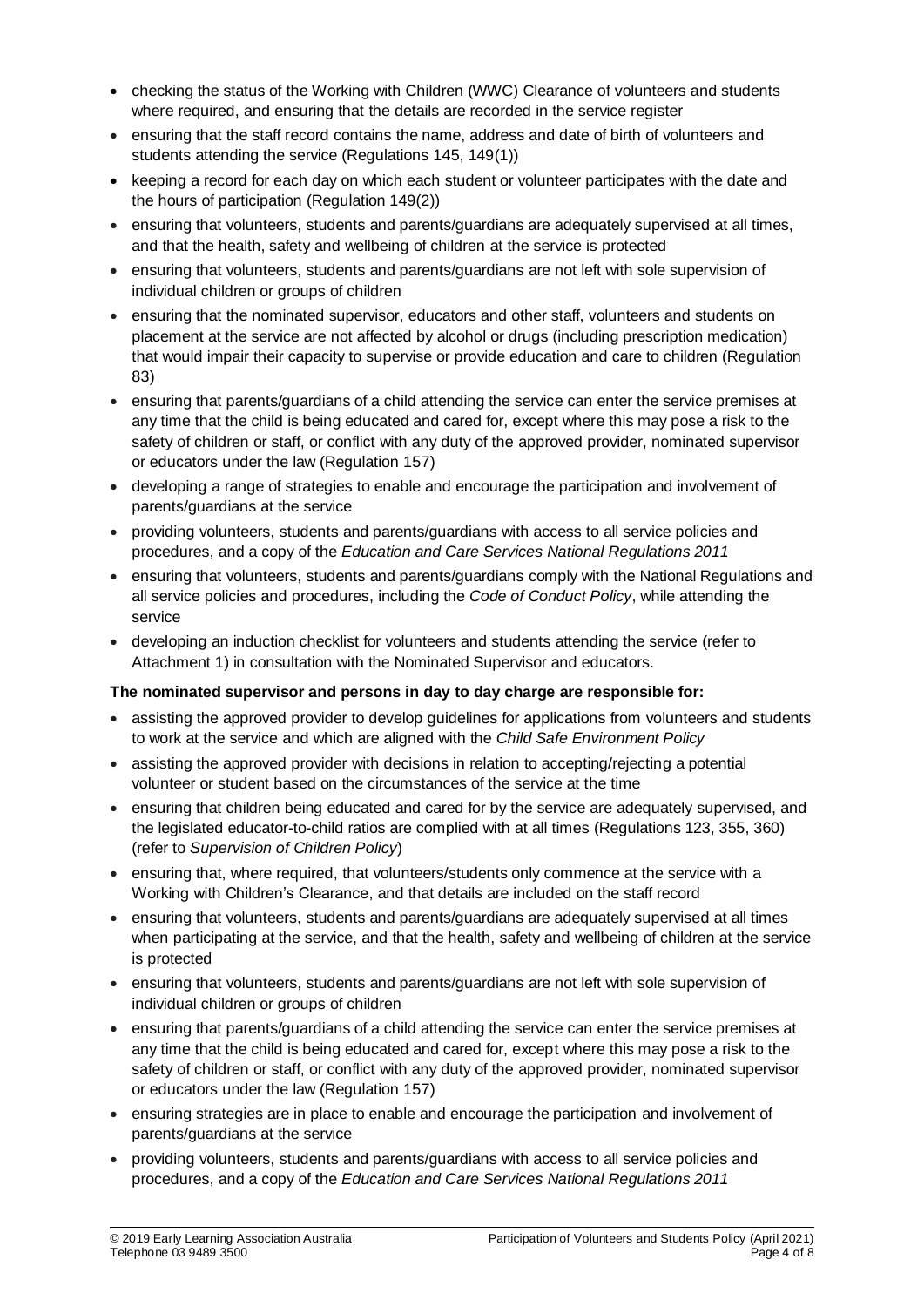- checking the status of the Working with Children (WWC) Clearance of volunteers and students where required, and ensuring that the details are recorded in the service register
- ensuring that the staff record contains the name, address and date of birth of volunteers and students attending the service (Regulations 145, 149(1))
- keeping a record for each day on which each student or volunteer participates with the date and the hours of participation (Regulation 149(2))
- ensuring that volunteers, students and parents/guardians are adequately supervised at all times, and that the health, safety and wellbeing of children at the service is protected
- ensuring that volunteers, students and parents/guardians are not left with sole supervision of individual children or groups of children
- ensuring that the nominated supervisor, educators and other staff, volunteers and students on placement at the service are not affected by alcohol or drugs (including prescription medication) that would impair their capacity to supervise or provide education and care to children (Regulation 83)
- ensuring that parents/guardians of a child attending the service can enter the service premises at any time that the child is being educated and cared for, except where this may pose a risk to the safety of children or staff, or conflict with any duty of the approved provider, nominated supervisor or educators under the law (Regulation 157)
- developing a range of strategies to enable and encourage the participation and involvement of parents/guardians at the service
- providing volunteers, students and parents/guardians with access to all service policies and procedures, and a copy of the *Education and Care Services National Regulations 2011*
- ensuring that volunteers, students and parents/guardians comply with the National Regulations and all service policies and procedures, including the *Code of Conduct Policy*, while attending the service
- developing an induction checklist for volunteers and students attending the service (refer to Attachment 1) in consultation with the Nominated Supervisor and educators.

**The nominated supervisor and persons in day to day charge are responsible for:**

- assisting the approved provider to develop guidelines for applications from volunteers and students to work at the service and which are aligned with the *Child Safe Environment Policy*
- assisting the approved provider with decisions in relation to accepting/rejecting a potential volunteer or student based on the circumstances of the service at the time
- ensuring that children being educated and cared for by the service are adequately supervised, and the legislated educator-to-child ratios are complied with at all times (Regulations 123, 355, 360) (refer to *Supervision of Children Policy*)
- ensuring that, where required, that volunteers/students only commence at the service with a Working with Children's Clearance, and that details are included on the staff record
- ensuring that volunteers, students and parents/guardians are adequately supervised at all times when participating at the service, and that the health, safety and wellbeing of children at the service is protected
- ensuring that volunteers, students and parents/guardians are not left with sole supervision of individual children or groups of children
- ensuring that parents/guardians of a child attending the service can enter the service premises at any time that the child is being educated and cared for, except where this may pose a risk to the safety of children or staff, or conflict with any duty of the approved provider, nominated supervisor or educators under the law (Regulation 157)
- ensuring strategies are in place to enable and encourage the participation and involvement of parents/guardians at the service
- providing volunteers, students and parents/guardians with access to all service policies and procedures, and a copy of the *Education and Care Services National Regulations 2011*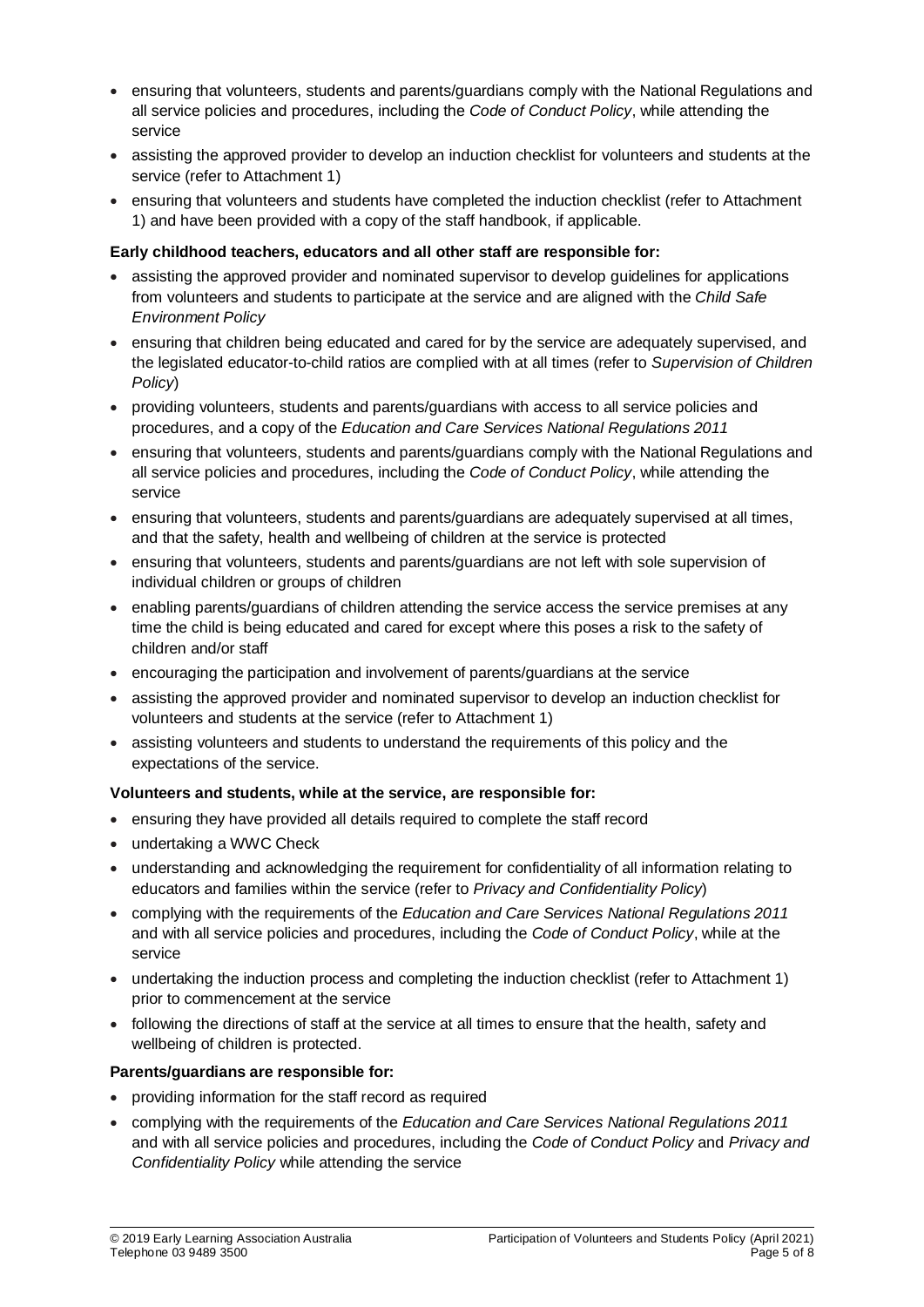- ensuring that volunteers, students and parents/guardians comply with the National Regulations and all service policies and procedures, including the *Code of Conduct Policy*, while attending the service
- assisting the approved provider to develop an induction checklist for volunteers and students at the service (refer to Attachment 1)
- ensuring that volunteers and students have completed the induction checklist (refer to Attachment 1) and have been provided with a copy of the staff handbook, if applicable.

**Early childhood teachers, educators and all other staff are responsible for:**

- assisting the approved provider and nominated supervisor to develop guidelines for applications from volunteers and students to participate at the service and are aligned with the *Child Safe Environment Policy*
- ensuring that children being educated and cared for by the service are adequately supervised, and the legislated educator-to-child ratios are complied with at all times (refer to *Supervision of Children Policy*)
- providing volunteers, students and parents/guardians with access to all service policies and procedures, and a copy of the *Education and Care Services National Regulations 2011*
- ensuring that volunteers, students and parents/guardians comply with the National Regulations and all service policies and procedures, including the *Code of Conduct Policy*, while attending the service
- ensuring that volunteers, students and parents/guardians are adequately supervised at all times, and that the safety, health and wellbeing of children at the service is protected
- ensuring that volunteers, students and parents/guardians are not left with sole supervision of individual children or groups of children
- enabling parents/guardians of children attending the service access the service premises at any time the child is being educated and cared for except where this poses a risk to the safety of children and/or staff
- encouraging the participation and involvement of parents/guardians at the service
- assisting the approved provider and nominated supervisor to develop an induction checklist for volunteers and students at the service (refer to Attachment 1)
- assisting volunteers and students to understand the requirements of this policy and the expectations of the service.

**Volunteers and students, while at the service, are responsible for:**

- ensuring they have provided all details required to complete the staff record
- undertaking a WWC Check
- understanding and acknowledging the requirement for confidentiality of all information relating to educators and families within the service (refer to *Privacy and Confidentiality Policy*)
- complying with the requirements of the *Education and Care Services National Regulations 2011* and with all service policies and procedures, including the *Code of Conduct Policy*, while at the service
- undertaking the induction process and completing the induction checklist (refer to Attachment 1) prior to commencement at the service
- following the directions of staff at the service at all times to ensure that the health, safety and wellbeing of children is protected.

**Parents/guardians are responsible for:**

- providing information for the staff record as required
- complying with the requirements of the *Education and Care Services National Regulations 2011* and with all service policies and procedures, including the *Code of Conduct Policy* and *Privacy and Confidentiality Policy* while attending the service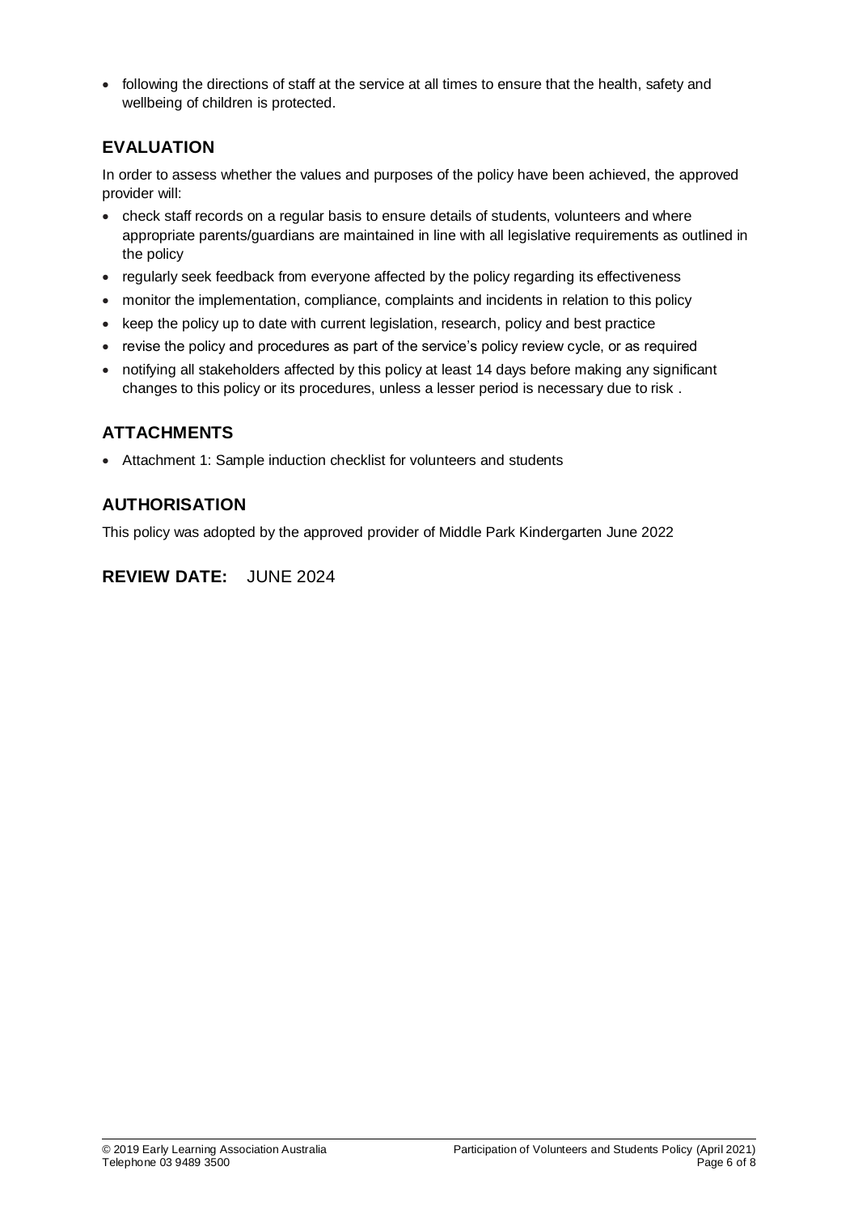- following the directions of staff at the service at all times to ensure that the health, safety and wellbeing of children is protected.

## EVALUATION

In order to assess whether the values and purposes of the policy have been achieved, the approved provider will:

- check staff records on a regular basis to ensure details of students, volunteers and where appropriate parents/guardians are maintained in line with all legislative requirements as outlined in the policy
- regularly seek feedback from everyone affected by the policy regarding its effectiveness
- monitor the implementation, compliance, complaints and incidents in relation to this policy
- keep the policy up to date with current legislation, research, policy and best practice
- revise the policy and procedures as part of the service's policy review cycle, or as required
- notifying all stakeholders affected by this policy at least 14 days before making any significant changes to this policy or its procedures, unless a lesser period is necessary due to risk .

## ATTACHMENTS

- Attachment 1: Sample induction checklist for volunteers and students

## AUTHORISATION

This policy was adopted by the approved provider of Middle Park Kindergarten June 2022

## REVIEW DATE: JUNE 2024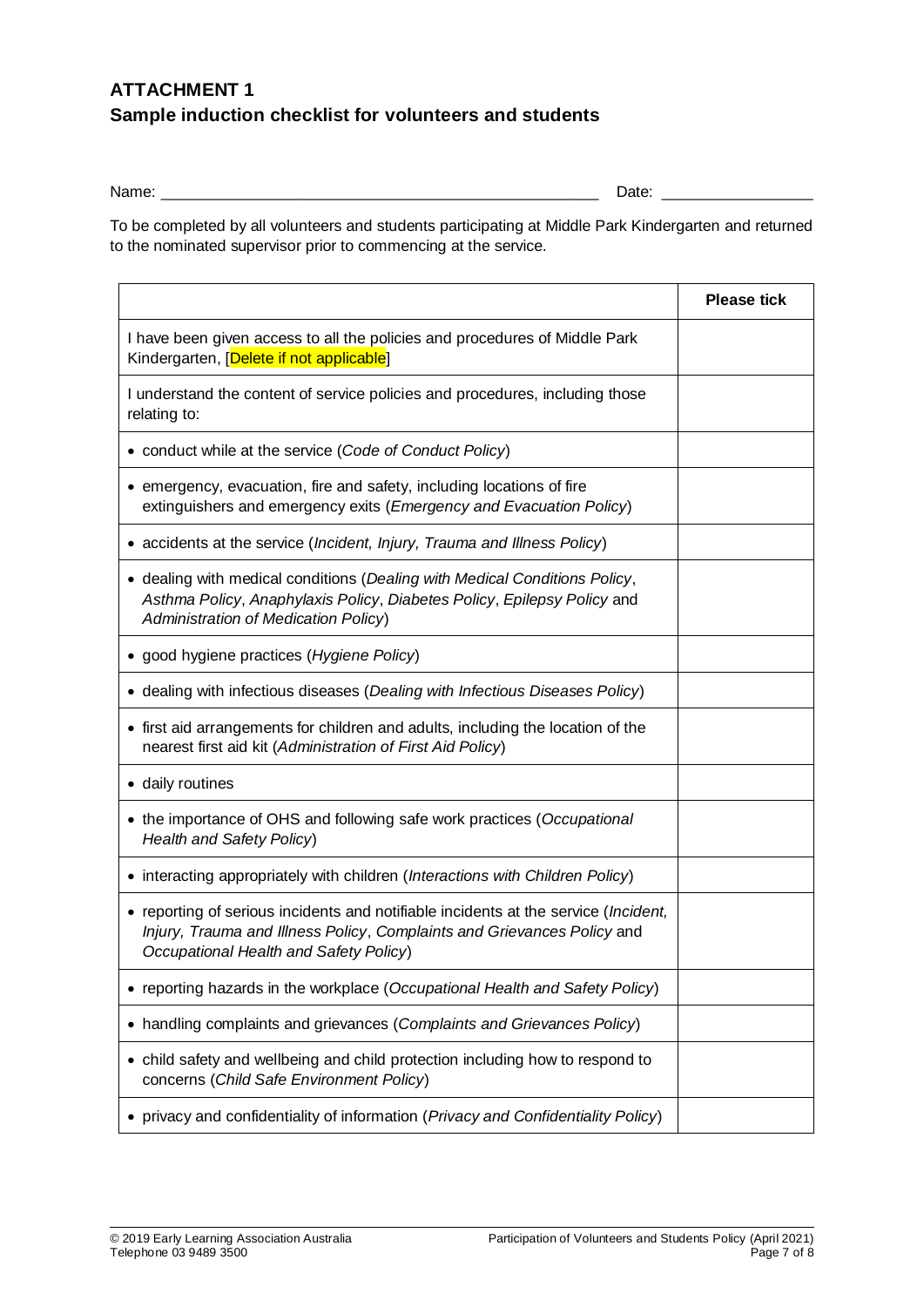# ATTACHMENT 1

## Sample induction checklist for volunteers and students

Name: ____________________________________________________ Date: __________________

To be completed by all volunteers and students participating at Middle Park Kindergarten and returned to the nominated supervisor prior to commencing at the service.

| | Please tick |
|---|---|
| I have been given access to all the policies and procedures of Middle Park Kindergarten, [Delete if not applicable] | |
| I understand the content of service policies and procedures, including those relating to: | |
| • conduct while at the service (*Code of Conduct Policy*) | |
| • emergency, evacuation, fire and safety, including locations of fire extinguishers and emergency exits (*Emergency and Evacuation Policy*) | |
| • accidents at the service (*Incident, Injury, Trauma and Illness Policy*) | |
| • dealing with medical conditions (*Dealing with Medical Conditions Policy*, *Asthma Policy*, *Anaphylaxis Policy*, *Diabetes Policy*, *Epilepsy Policy* and *Administration of Medication Policy*) | |
| • good hygiene practices (*Hygiene Policy*) | |
| • dealing with infectious diseases (*Dealing with Infectious Diseases Policy*) | |
| • first aid arrangements for children and adults, including the location of the nearest first aid kit (*Administration of First Aid Policy*) | |
| • daily routines | |
| • the importance of OHS and following safe work practices (*Occupational Health and Safety Policy*) | |
| • interacting appropriately with children (*Interactions with Children Policy*) | |
| • reporting of serious incidents and notifiable incidents at the service (*Incident, Injury, Trauma and Illness Policy*, *Complaints and Grievances Policy* and *Occupational Health and Safety Policy*) | |
| • reporting hazards in the workplace (*Occupational Health and Safety Policy*) | |
| • handling complaints and grievances (*Complaints and Grievances Policy*) | |
| • child safety and wellbeing and child protection including how to respond to concerns (*Child Safe Environment Policy*) | |
| • privacy and confidentiality of information (*Privacy and Confidentiality Policy*) | |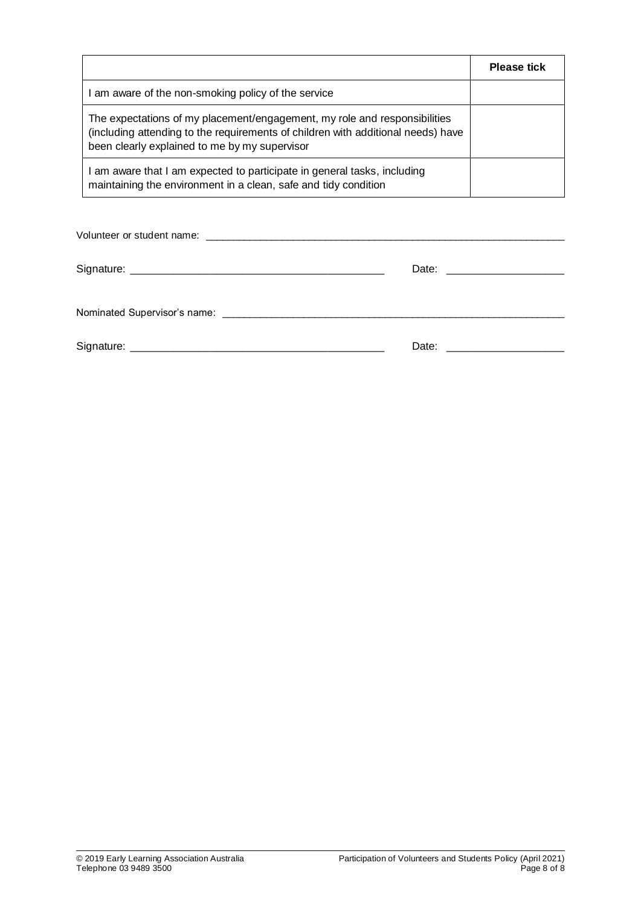| | Please tick |
|---|---|
| I am aware of the non-smoking policy of the service | |
| The expectations of my placement/engagement, my role and responsibilities (including attending to the requirements of children with additional needs) have been clearly explained to me by my supervisor | |
| I am aware that I am expected to participate in general tasks, including maintaining the environment in a clean, safe and tidy condition | |

Volunteer or student name: ________________________________________________________________

Signature: ___________________________________________ Date: ____________________

Nominated Supervisor's name: ______________________________________________________________

Signature: ___________________________________________ Date: ____________________